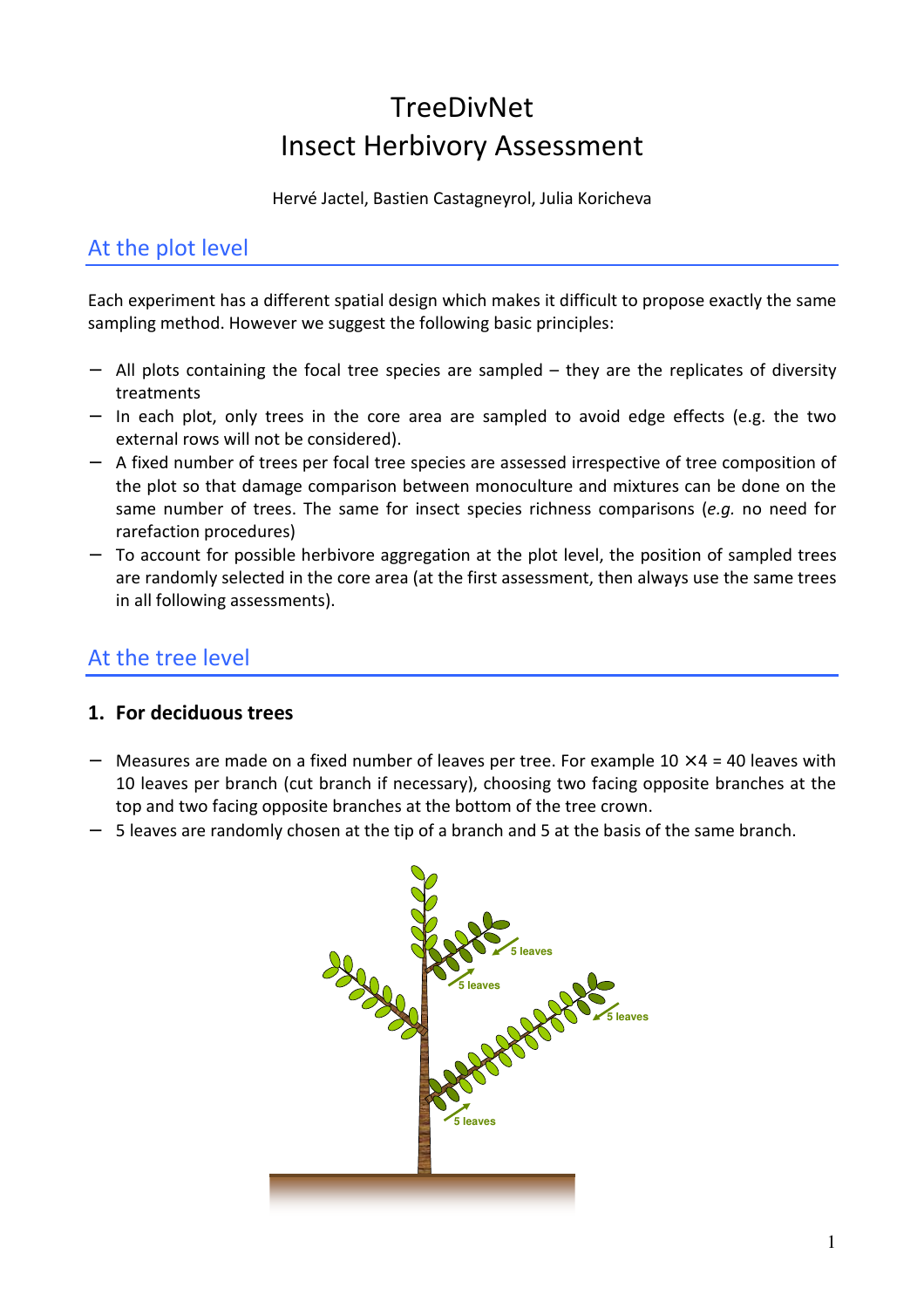# TreeDivNet
# Insect Herbivory Assessment

Hervé Jactel, Bastien Castagneyrol, Julia Koricheva

## At the plot level

Each experiment has a different spatial design which makes it difficult to propose exactly the same sampling method. However we suggest the following basic principles:

- All plots containing the focal tree species are sampled – they are the replicates of diversity treatments
- In each plot, only trees in the core area are sampled to avoid edge effects (e.g. the two external rows will not be considered).
- A fixed number of trees per focal tree species are assessed irrespective of tree composition of the plot so that damage comparison between monoculture and mixtures can be done on the same number of trees. The same for insect species richness comparisons (*e.g.* no need for rarefaction procedures)
- To account for possible herbivore aggregation at the plot level, the position of sampled trees are randomly selected in the core area (at the first assessment, then always use the same trees in all following assessments).

## At the tree level

### 1. For deciduous trees

- Measures are made on a fixed number of leaves per tree. For example 10 × 4 = 40 leaves with 10 leaves per branch (cut branch if necessary), choosing two facing opposite branches at the top and two facing opposite branches at the bottom of the tree crown.
- 5 leaves are randomly chosen at the tip of a branch and 5 at the basis of the same branch.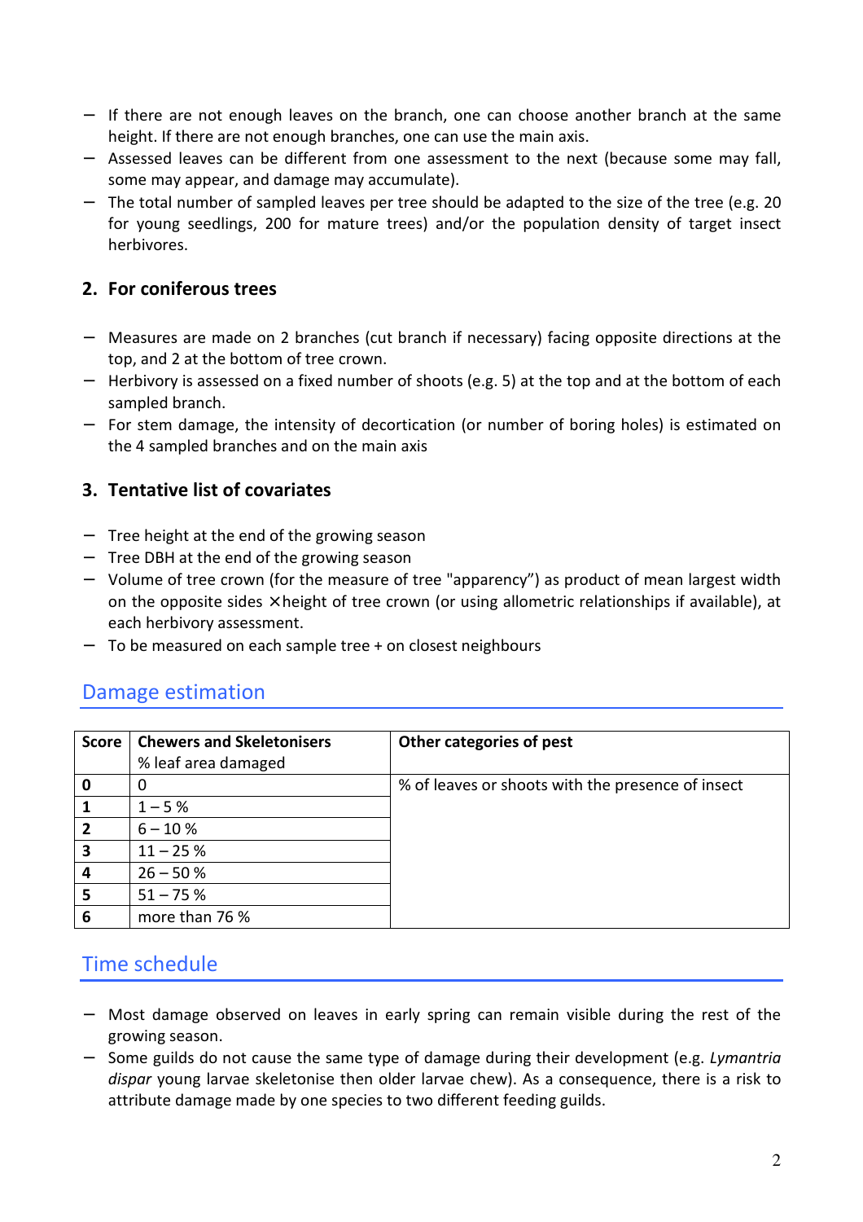- If there are not enough leaves on the branch, one can choose another branch at the same height. If there are not enough branches, one can use the main axis.
- Assessed leaves can be different from one assessment to the next (because some may fall, some may appear, and damage may accumulate).
- The total number of sampled leaves per tree should be adapted to the size of the tree (e.g. 20 for young seedlings, 200 for mature trees) and/or the population density of target insect herbivores.

### 2. For coniferous trees

- Measures are made on 2 branches (cut branch if necessary) facing opposite directions at the top, and 2 at the bottom of tree crown.
- Herbivory is assessed on a fixed number of shoots (e.g. 5) at the top and at the bottom of each sampled branch.
- For stem damage, the intensity of decortication (or number of boring holes) is estimated on the 4 sampled branches and on the main axis

### 3. Tentative list of covariates

- Tree height at the end of the growing season
- Tree DBH at the end of the growing season
- Volume of tree crown (for the measure of tree "apparency") as product of mean largest width on the opposite sides × height of tree crown (or using allometric relationships if available), at each herbivory assessment.
- To be measured on each sample tree + on closest neighbours

## Damage estimation

| Score | Chewers and Skeletonisers<br>% leaf area damaged | Other categories of pest |
|---|---|---|
| **0** | 0 | % of leaves or shoots with the presence of insect |
| **1** | 1 – 5 % | |
| **2** | 6 – 10 % | |
| **3** | 11 – 25 % | |
| **4** | 26 – 50 % | |
| **5** | 51 – 75 % | |
| **6** | more than 76 % | |

## Time schedule

- Most damage observed on leaves in early spring can remain visible during the rest of the growing season.
- Some guilds do not cause the same type of damage during their development (e.g. *Lymantria dispar* young larvae skeletonise then older larvae chew). As a consequence, there is a risk to attribute damage made by one species to two different feeding guilds.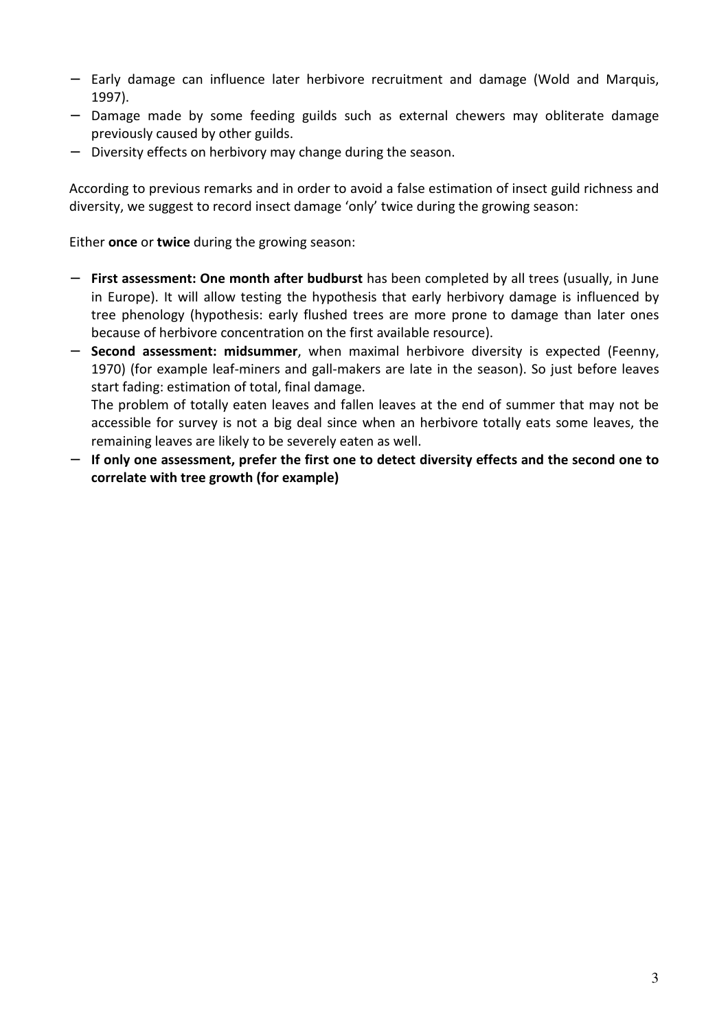- Early damage can influence later herbivore recruitment and damage (Wold and Marquis, 1997).
- Damage made by some feeding guilds such as external chewers may obliterate damage previously caused by other guilds.
- Diversity effects on herbivory may change during the season.

According to previous remarks and in order to avoid a false estimation of insect guild richness and diversity, we suggest to record insect damage 'only' twice during the growing season:

Either **once** or **twice** during the growing season:

- **First assessment: One month after budburst** has been completed by all trees (usually, in June in Europe). It will allow testing the hypothesis that early herbivory damage is influenced by tree phenology (hypothesis: early flushed trees are more prone to damage than later ones because of herbivore concentration on the first available resource).
- **Second assessment: midsummer**, when maximal herbivore diversity is expected (Feenny, 1970) (for example leaf-miners and gall-makers are late in the season). So just before leaves start fading: estimation of total, final damage.
  The problem of totally eaten leaves and fallen leaves at the end of summer that may not be accessible for survey is not a big deal since when an herbivore totally eats some leaves, the remaining leaves are likely to be severely eaten as well.
- **If only one assessment, prefer the first one to detect diversity effects and the second one to correlate with tree growth (for example)**